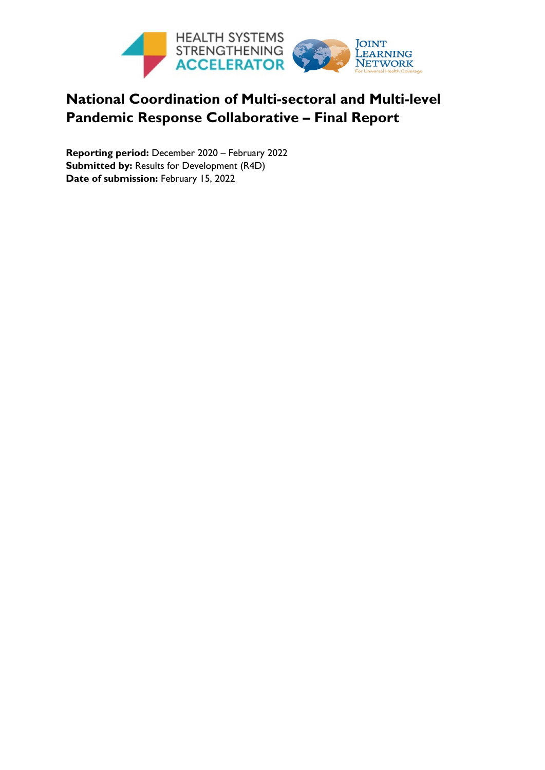HEALTH SYSTEMS STRENGTHENING ACCELERATOR

JOINT LEARNING NETWORK For Universal Health Coverage

# National Coordination of Multi-sectoral and Multi-level Pandemic Response Collaborative – Final Report

**Reporting period:** December 2020 – February 2022
**Submitted by:** Results for Development (R4D)
**Date of submission:** February 15, 2022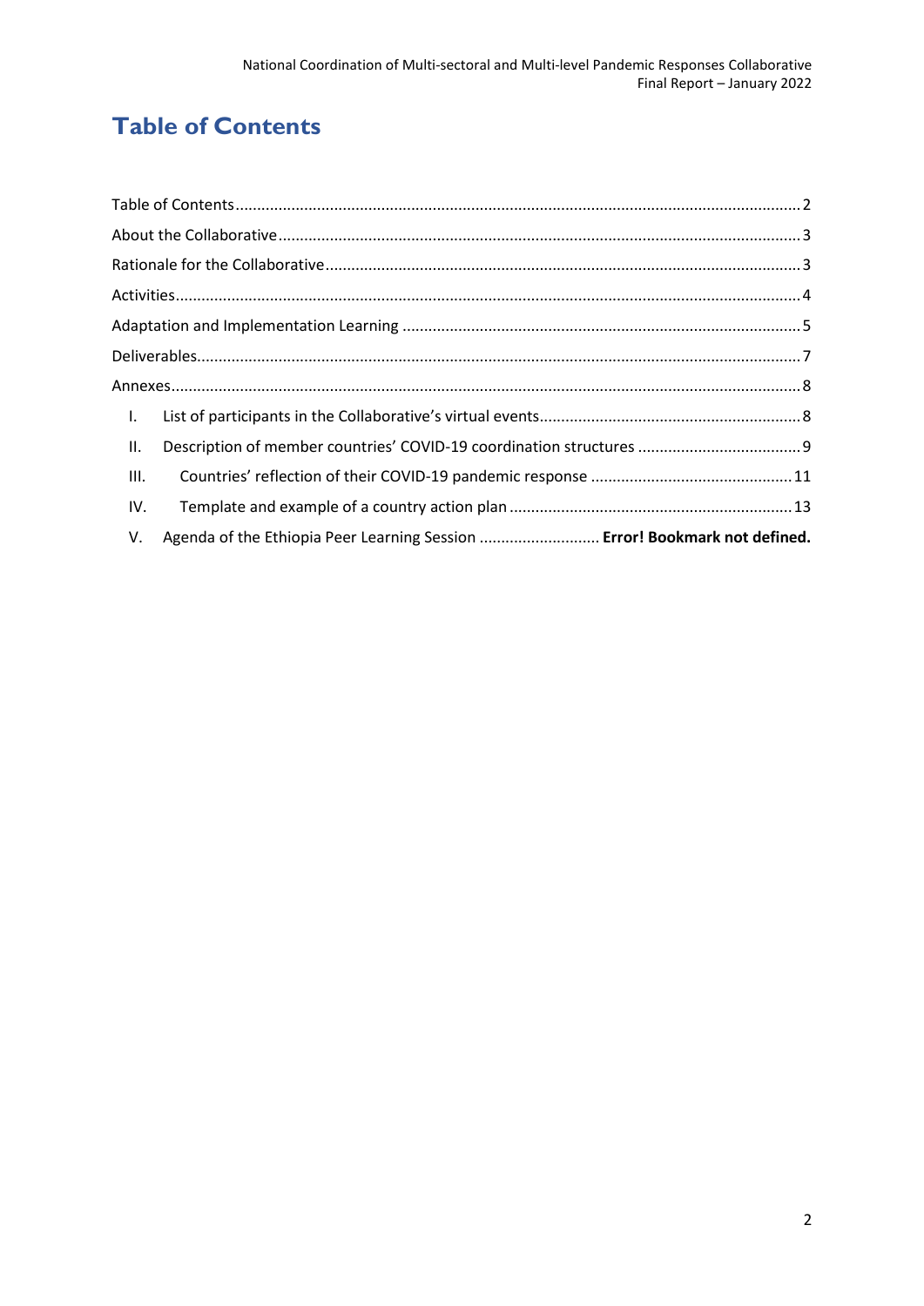# Table of Contents

Table of Contents .......... 2
About the Collaborative .......... 3
Rationale for the Collaborative .......... 3
Activities .......... 4
Adaptation and Implementation Learning .......... 5
Deliverables .......... 7
Annexes .......... 8

I. List of participants in the Collaborative's virtual events .......... 8
II. Description of member countries' COVID-19 coordination structures .......... 9
III. Countries' reflection of their COVID-19 pandemic response .......... 11
IV. Template and example of a country action plan .......... 13
V. Agenda of the Ethiopia Peer Learning Session .......... **Error! Bookmark not defined.**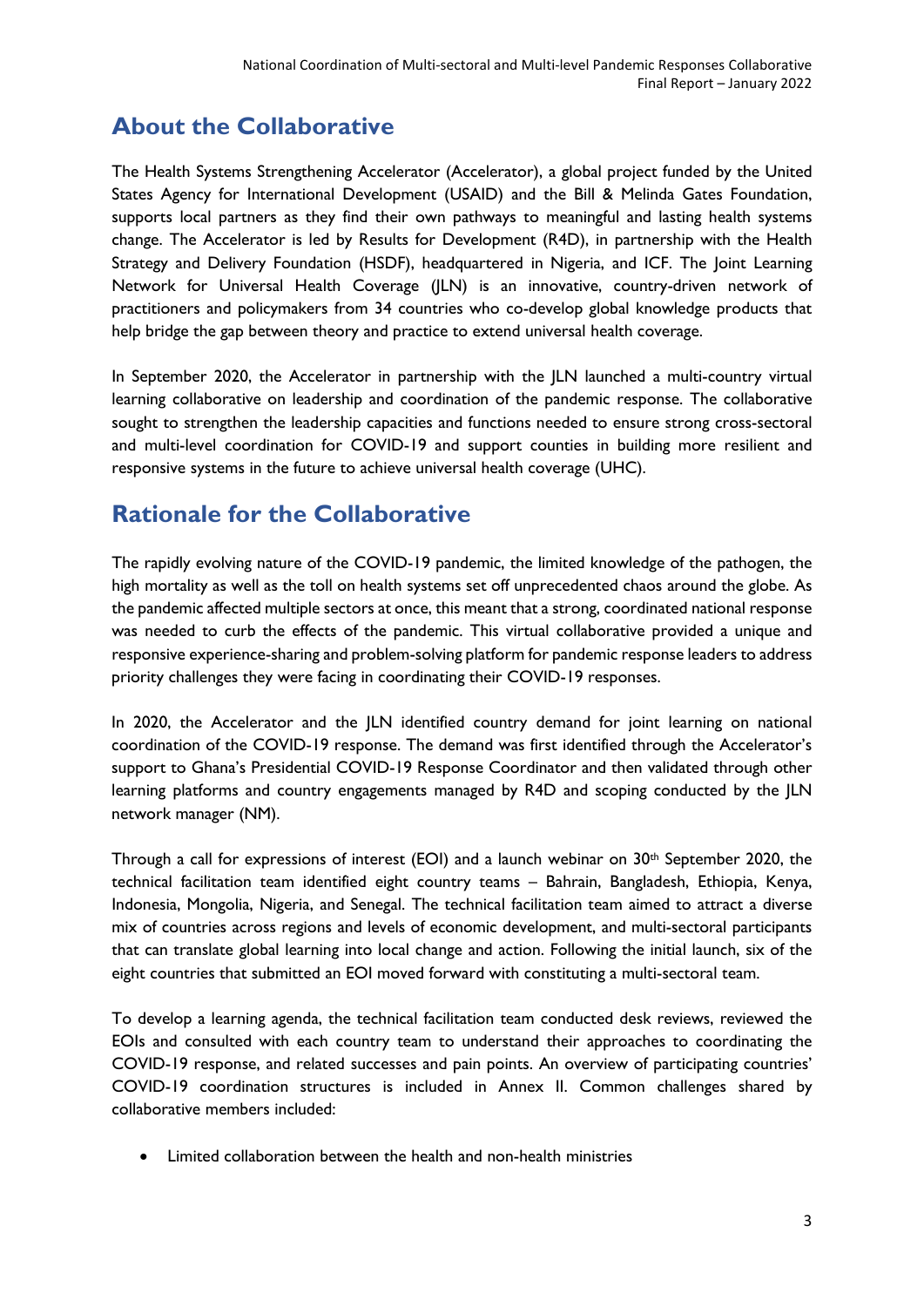## About the Collaborative

The Health Systems Strengthening Accelerator (Accelerator), a global project funded by the United States Agency for International Development (USAID) and the Bill & Melinda Gates Foundation, supports local partners as they find their own pathways to meaningful and lasting health systems change. The Accelerator is led by Results for Development (R4D), in partnership with the Health Strategy and Delivery Foundation (HSDF), headquartered in Nigeria, and ICF. The Joint Learning Network for Universal Health Coverage (JLN) is an innovative, country-driven network of practitioners and policymakers from 34 countries who co-develop global knowledge products that help bridge the gap between theory and practice to extend universal health coverage.

In September 2020, the Accelerator in partnership with the JLN launched a multi-country virtual learning collaborative on leadership and coordination of the pandemic response. The collaborative sought to strengthen the leadership capacities and functions needed to ensure strong cross-sectoral and multi-level coordination for COVID-19 and support counties in building more resilient and responsive systems in the future to achieve universal health coverage (UHC).

## Rationale for the Collaborative

The rapidly evolving nature of the COVID-19 pandemic, the limited knowledge of the pathogen, the high mortality as well as the toll on health systems set off unprecedented chaos around the globe. As the pandemic affected multiple sectors at once, this meant that a strong, coordinated national response was needed to curb the effects of the pandemic. This virtual collaborative provided a unique and responsive experience-sharing and problem-solving platform for pandemic response leaders to address priority challenges they were facing in coordinating their COVID-19 responses.

In 2020, the Accelerator and the JLN identified country demand for joint learning on national coordination of the COVID-19 response. The demand was first identified through the Accelerator's support to Ghana's Presidential COVID-19 Response Coordinator and then validated through other learning platforms and country engagements managed by R4D and scoping conducted by the JLN network manager (NM).

Through a call for expressions of interest (EOI) and a launch webinar on 30th September 2020, the technical facilitation team identified eight country teams – Bahrain, Bangladesh, Ethiopia, Kenya, Indonesia, Mongolia, Nigeria, and Senegal. The technical facilitation team aimed to attract a diverse mix of countries across regions and levels of economic development, and multi-sectoral participants that can translate global learning into local change and action. Following the initial launch, six of the eight countries that submitted an EOI moved forward with constituting a multi-sectoral team.

To develop a learning agenda, the technical facilitation team conducted desk reviews, reviewed the EOIs and consulted with each country team to understand their approaches to coordinating the COVID-19 response, and related successes and pain points. An overview of participating countries' COVID-19 coordination structures is included in Annex II. Common challenges shared by collaborative members included:

- Limited collaboration between the health and non-health ministries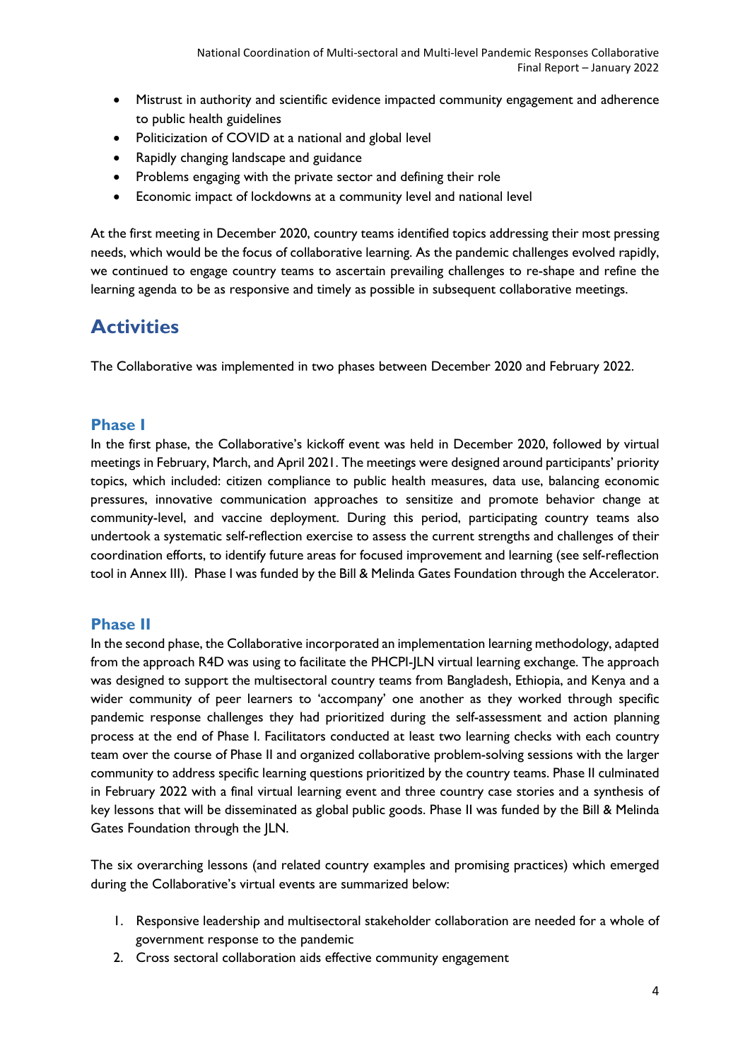- Mistrust in authority and scientific evidence impacted community engagement and adherence to public health guidelines
- Politicization of COVID at a national and global level
- Rapidly changing landscape and guidance
- Problems engaging with the private sector and defining their role
- Economic impact of lockdowns at a community level and national level

At the first meeting in December 2020, country teams identified topics addressing their most pressing needs, which would be the focus of collaborative learning. As the pandemic challenges evolved rapidly, we continued to engage country teams to ascertain prevailing challenges to re-shape and refine the learning agenda to be as responsive and timely as possible in subsequent collaborative meetings.

# Activities

The Collaborative was implemented in two phases between December 2020 and February 2022.

## Phase I

In the first phase, the Collaborative's kickoff event was held in December 2020, followed by virtual meetings in February, March, and April 2021. The meetings were designed around participants' priority topics, which included: citizen compliance to public health measures, data use, balancing economic pressures, innovative communication approaches to sensitize and promote behavior change at community-level, and vaccine deployment. During this period, participating country teams also undertook a systematic self-reflection exercise to assess the current strengths and challenges of their coordination efforts, to identify future areas for focused improvement and learning (see self-reflection tool in Annex III). Phase I was funded by the Bill & Melinda Gates Foundation through the Accelerator.

## Phase II

In the second phase, the Collaborative incorporated an implementation learning methodology, adapted from the approach R4D was using to facilitate the PHCPI-JLN virtual learning exchange. The approach was designed to support the multisectoral country teams from Bangladesh, Ethiopia, and Kenya and a wider community of peer learners to 'accompany' one another as they worked through specific pandemic response challenges they had prioritized during the self-assessment and action planning process at the end of Phase I. Facilitators conducted at least two learning checks with each country team over the course of Phase II and organized collaborative problem-solving sessions with the larger community to address specific learning questions prioritized by the country teams. Phase II culminated in February 2022 with a final virtual learning event and three country case stories and a synthesis of key lessons that will be disseminated as global public goods. Phase II was funded by the Bill & Melinda Gates Foundation through the JLN.

The six overarching lessons (and related country examples and promising practices) which emerged during the Collaborative's virtual events are summarized below:

1. Responsive leadership and multisectoral stakeholder collaboration are needed for a whole of government response to the pandemic
2. Cross sectoral collaboration aids effective community engagement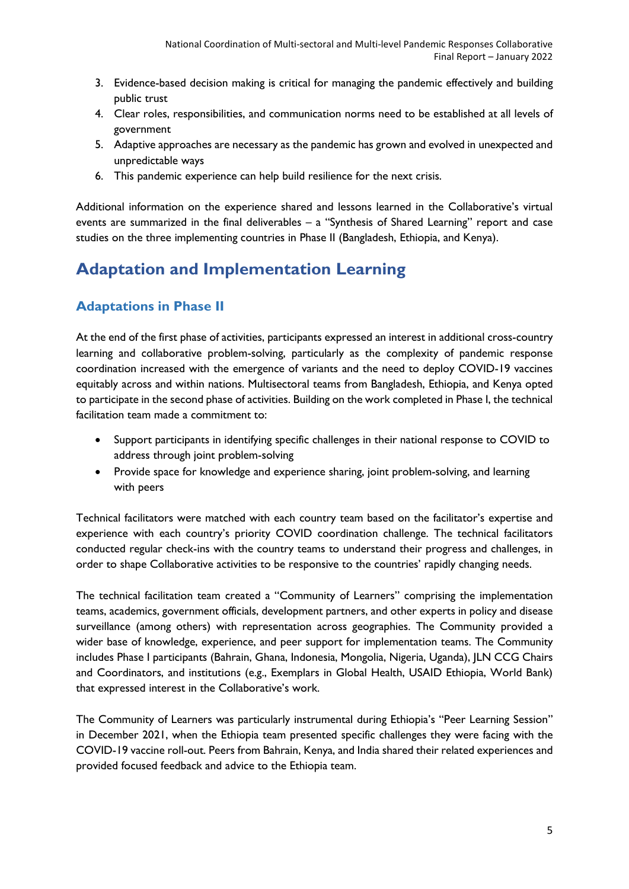3. Evidence-based decision making is critical for managing the pandemic effectively and building public trust
4. Clear roles, responsibilities, and communication norms need to be established at all levels of government
5. Adaptive approaches are necessary as the pandemic has grown and evolved in unexpected and unpredictable ways
6. This pandemic experience can help build resilience for the next crisis.

Additional information on the experience shared and lessons learned in the Collaborative's virtual events are summarized in the final deliverables – a "Synthesis of Shared Learning" report and case studies on the three implementing countries in Phase II (Bangladesh, Ethiopia, and Kenya).

# Adaptation and Implementation Learning

## Adaptations in Phase II

At the end of the first phase of activities, participants expressed an interest in additional cross-country learning and collaborative problem-solving, particularly as the complexity of pandemic response coordination increased with the emergence of variants and the need to deploy COVID-19 vaccines equitably across and within nations. Multisectoral teams from Bangladesh, Ethiopia, and Kenya opted to participate in the second phase of activities. Building on the work completed in Phase I, the technical facilitation team made a commitment to:

- Support participants in identifying specific challenges in their national response to COVID to address through joint problem-solving
- Provide space for knowledge and experience sharing, joint problem-solving, and learning with peers

Technical facilitators were matched with each country team based on the facilitator's expertise and experience with each country's priority COVID coordination challenge. The technical facilitators conducted regular check-ins with the country teams to understand their progress and challenges, in order to shape Collaborative activities to be responsive to the countries' rapidly changing needs.

The technical facilitation team created a "Community of Learners" comprising the implementation teams, academics, government officials, development partners, and other experts in policy and disease surveillance (among others) with representation across geographies. The Community provided a wider base of knowledge, experience, and peer support for implementation teams. The Community includes Phase I participants (Bahrain, Ghana, Indonesia, Mongolia, Nigeria, Uganda), JLN CCG Chairs and Coordinators, and institutions (e.g., Exemplars in Global Health, USAID Ethiopia, World Bank) that expressed interest in the Collaborative's work.

The Community of Learners was particularly instrumental during Ethiopia's "Peer Learning Session" in December 2021, when the Ethiopia team presented specific challenges they were facing with the COVID-19 vaccine roll-out. Peers from Bahrain, Kenya, and India shared their related experiences and provided focused feedback and advice to the Ethiopia team.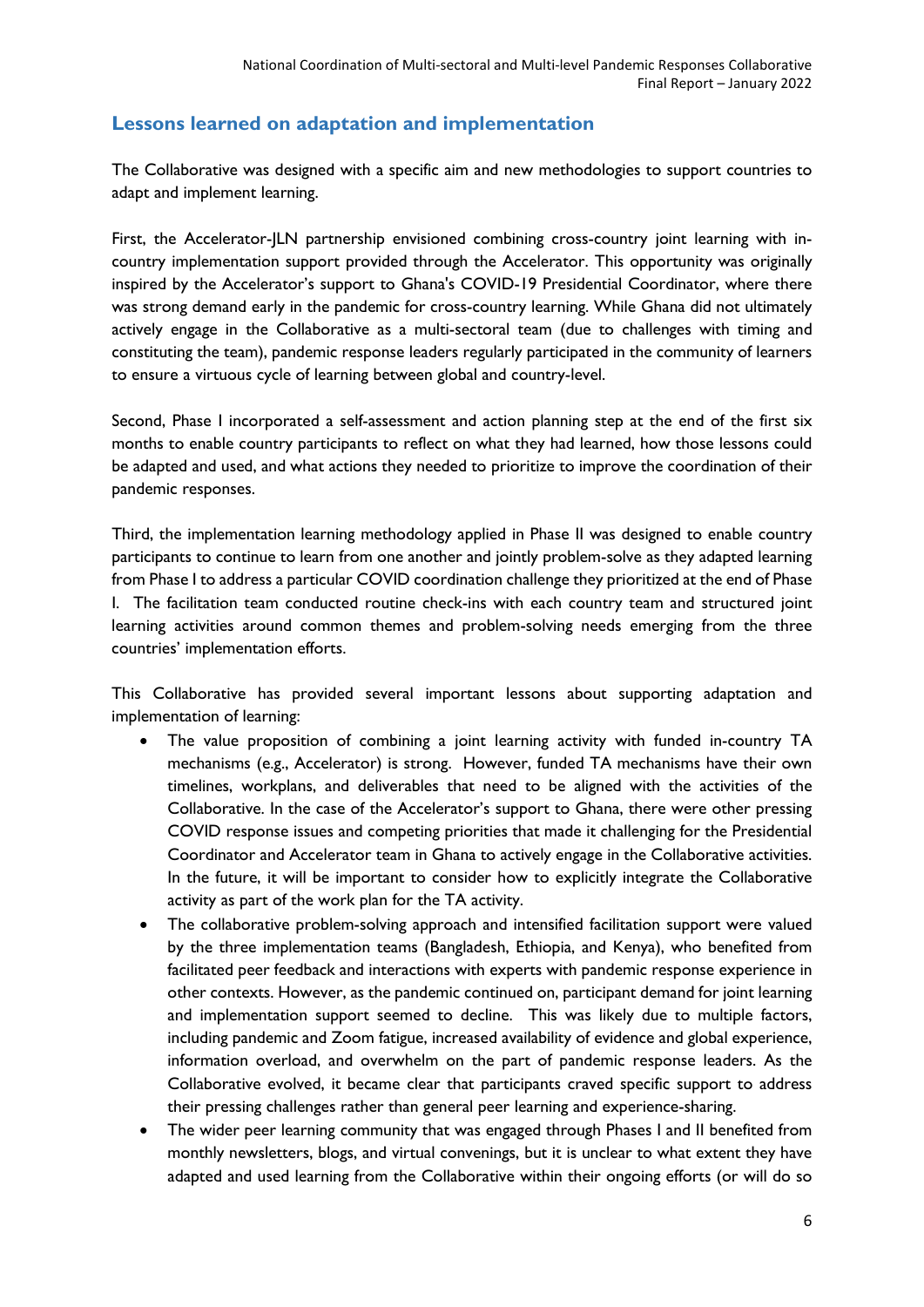## Lessons learned on adaptation and implementation

The Collaborative was designed with a specific aim and new methodologies to support countries to adapt and implement learning.

First, the Accelerator-JLN partnership envisioned combining cross-country joint learning with in-country implementation support provided through the Accelerator. This opportunity was originally inspired by the Accelerator's support to Ghana's COVID-19 Presidential Coordinator, where there was strong demand early in the pandemic for cross-country learning. While Ghana did not ultimately actively engage in the Collaborative as a multi-sectoral team (due to challenges with timing and constituting the team), pandemic response leaders regularly participated in the community of learners to ensure a virtuous cycle of learning between global and country-level.

Second, Phase I incorporated a self-assessment and action planning step at the end of the first six months to enable country participants to reflect on what they had learned, how those lessons could be adapted and used, and what actions they needed to prioritize to improve the coordination of their pandemic responses.

Third, the implementation learning methodology applied in Phase II was designed to enable country participants to continue to learn from one another and jointly problem-solve as they adapted learning from Phase I to address a particular COVID coordination challenge they prioritized at the end of Phase I. The facilitation team conducted routine check-ins with each country team and structured joint learning activities around common themes and problem-solving needs emerging from the three countries' implementation efforts.

This Collaborative has provided several important lessons about supporting adaptation and implementation of learning:

- The value proposition of combining a joint learning activity with funded in-country TA mechanisms (e.g., Accelerator) is strong. However, funded TA mechanisms have their own timelines, workplans, and deliverables that need to be aligned with the activities of the Collaborative. In the case of the Accelerator's support to Ghana, there were other pressing COVID response issues and competing priorities that made it challenging for the Presidential Coordinator and Accelerator team in Ghana to actively engage in the Collaborative activities. In the future, it will be important to consider how to explicitly integrate the Collaborative activity as part of the work plan for the TA activity.
- The collaborative problem-solving approach and intensified facilitation support were valued by the three implementation teams (Bangladesh, Ethiopia, and Kenya), who benefited from facilitated peer feedback and interactions with experts with pandemic response experience in other contexts. However, as the pandemic continued on, participant demand for joint learning and implementation support seemed to decline. This was likely due to multiple factors, including pandemic and Zoom fatigue, increased availability of evidence and global experience, information overload, and overwhelm on the part of pandemic response leaders. As the Collaborative evolved, it became clear that participants craved specific support to address their pressing challenges rather than general peer learning and experience-sharing.
- The wider peer learning community that was engaged through Phases I and II benefited from monthly newsletters, blogs, and virtual convenings, but it is unclear to what extent they have adapted and used learning from the Collaborative within their ongoing efforts (or will do so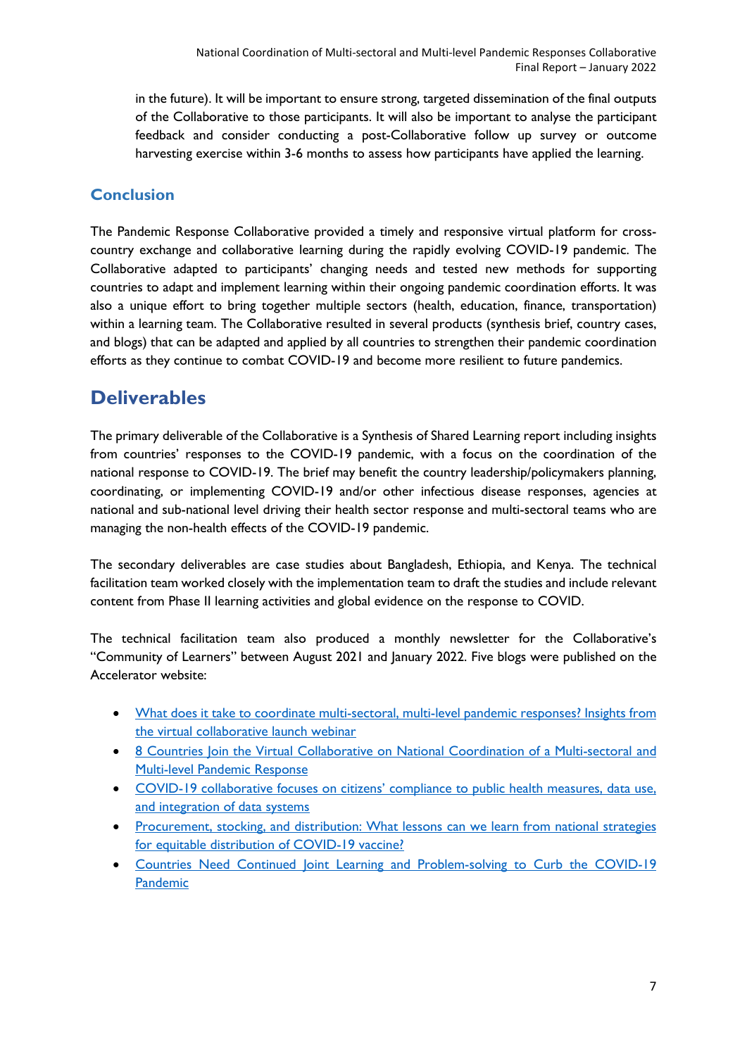in the future). It will be important to ensure strong, targeted dissemination of the final outputs of the Collaborative to those participants. It will also be important to analyse the participant feedback and consider conducting a post-Collaborative follow up survey or outcome harvesting exercise within 3-6 months to assess how participants have applied the learning.

### Conclusion

The Pandemic Response Collaborative provided a timely and responsive virtual platform for cross-country exchange and collaborative learning during the rapidly evolving COVID-19 pandemic. The Collaborative adapted to participants' changing needs and tested new methods for supporting countries to adapt and implement learning within their ongoing pandemic coordination efforts. It was also a unique effort to bring together multiple sectors (health, education, finance, transportation) within a learning team. The Collaborative resulted in several products (synthesis brief, country cases, and blogs) that can be adapted and applied by all countries to strengthen their pandemic coordination efforts as they continue to combat COVID-19 and become more resilient to future pandemics.

## Deliverables

The primary deliverable of the Collaborative is a Synthesis of Shared Learning report including insights from countries' responses to the COVID-19 pandemic, with a focus on the coordination of the national response to COVID-19. The brief may benefit the country leadership/policymakers planning, coordinating, or implementing COVID-19 and/or other infectious disease responses, agencies at national and sub-national level driving their health sector response and multi-sectoral teams who are managing the non-health effects of the COVID-19 pandemic.

The secondary deliverables are case studies about Bangladesh, Ethiopia, and Kenya. The technical facilitation team worked closely with the implementation team to draft the studies and include relevant content from Phase II learning activities and global evidence on the response to COVID.

The technical facilitation team also produced a monthly newsletter for the Collaborative's "Community of Learners" between August 2021 and January 2022. Five blogs were published on the Accelerator website:

- What does it take to coordinate multi-sectoral, multi-level pandemic responses? Insights from the virtual collaborative launch webinar
- 8 Countries Join the Virtual Collaborative on National Coordination of a Multi-sectoral and Multi-level Pandemic Response
- COVID-19 collaborative focuses on citizens' compliance to public health measures, data use, and integration of data systems
- Procurement, stocking, and distribution: What lessons can we learn from national strategies for equitable distribution of COVID-19 vaccine?
- Countries Need Continued Joint Learning and Problem-solving to Curb the COVID-19 Pandemic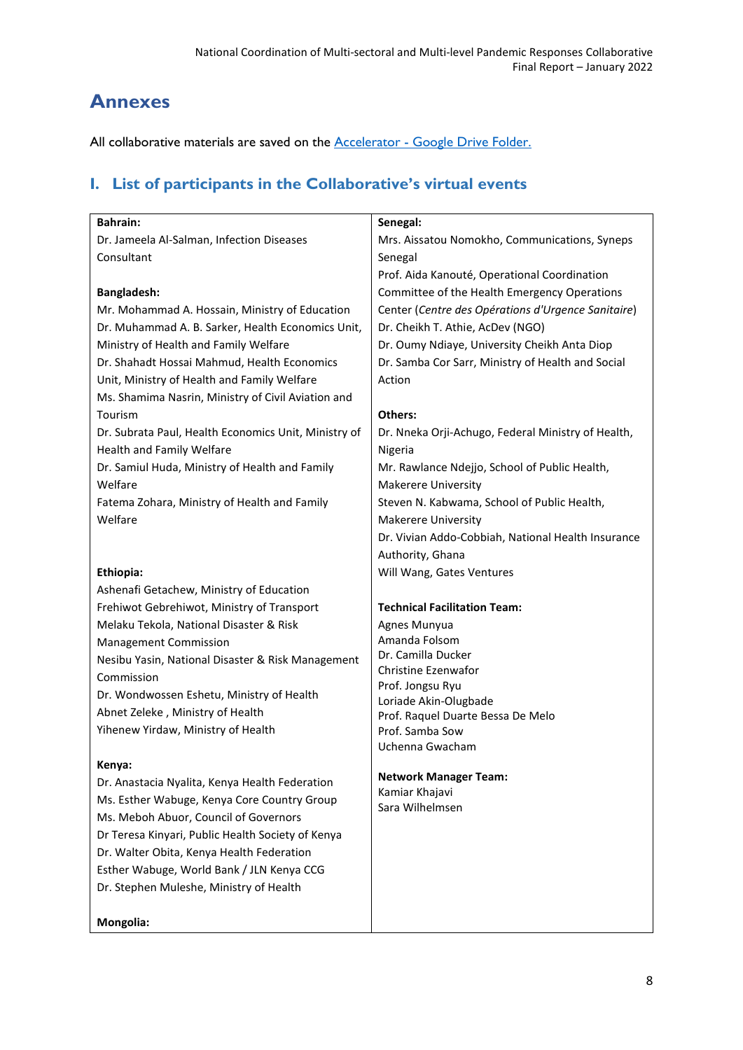# Annexes

All collaborative materials are saved on the [Accelerator - Google Drive Folder.](#)

## I. List of participants in the Collaborative's virtual events

**Bahrain:**
Dr. Jameela Al-Salman, Infection Diseases Consultant

**Bangladesh:**
Mr. Mohammad A. Hossain, Ministry of Education
Dr. Muhammad A. B. Sarker, Health Economics Unit, Ministry of Health and Family Welfare
Dr. Shahadt Hossai Mahmud, Health Economics Unit, Ministry of Health and Family Welfare
Ms. Shamima Nasrin, Ministry of Civil Aviation and Tourism
Dr. Subrata Paul, Health Economics Unit, Ministry of Health and Family Welfare
Dr. Samiul Huda, Ministry of Health and Family Welfare
Fatema Zohara, Ministry of Health and Family Welfare

**Ethiopia:**
Ashenafi Getachew, Ministry of Education
Frehiwot Gebrehiwot, Ministry of Transport
Melaku Tekola, National Disaster & Risk Management Commission
Nesibu Yasin, National Disaster & Risk Management Commission
Dr. Wondwossen Eshetu, Ministry of Health
Abnet Zeleke , Ministry of Health
Yihenew Yirdaw, Ministry of Health

**Kenya:**
Dr. Anastacia Nyalita, Kenya Health Federation
Ms. Esther Wabuge, Kenya Core Country Group
Ms. Meboh Abuor, Council of Governors
Dr Teresa Kinyari, Public Health Society of Kenya
Dr. Walter Obita, Kenya Health Federation
Esther Wabuge, World Bank / JLN Kenya CCG
Dr. Stephen Muleshe, Ministry of Health

**Mongolia:**

**Senegal:**
Mrs. Aissatou Nomokho, Communications, Syneps Senegal
Prof. Aida Kanouté, Operational Coordination Committee of the Health Emergency Operations Center (*Centre des Opérations d'Urgence Sanitaire*)
Dr. Cheikh T. Athie, AcDev (NGO)
Dr. Oumy Ndiaye, University Cheikh Anta Diop
Dr. Samba Cor Sarr, Ministry of Health and Social Action

**Others:**
Dr. Nneka Orji-Achugo, Federal Ministry of Health, Nigeria
Mr. Rawlance Ndejjo, School of Public Health, Makerere University
Steven N. Kabwama, School of Public Health, Makerere University
Dr. Vivian Addo-Cobbiah, National Health Insurance Authority, Ghana
Will Wang, Gates Ventures

**Technical Facilitation Team:**
Agnes Munyua
Amanda Folsom
Dr. Camilla Ducker
Christine Ezenwafor
Prof. Jongsu Ryu
Loriade Akin-Olugbade
Prof. Raquel Duarte Bessa De Melo
Prof. Samba Sow
Uchenna Gwacham

**Network Manager Team:**
Kamiar Khajavi
Sara Wilhelmsen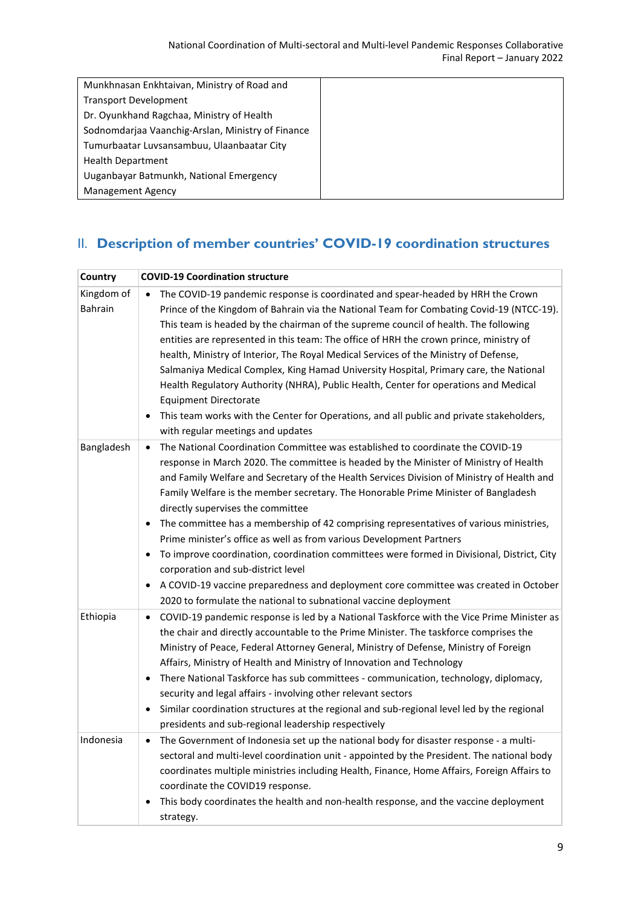| Munkhnasan Enkhtaivan, Ministry of Road and Transport Development<br>Dr. Oyunkhand Ragchaa, Ministry of Health<br>Sodnomdarjaa Vaanchig-Arslan, Ministry of Finance<br>Tumurbaatar Luvsansambuu, Ulaanbaatar City Health Department<br>Uuganbayar Batmunkh, National Emergency Management Agency | |
|---|---|

## II. Description of member countries' COVID-19 coordination structures

| Country | COVID-19 Coordination structure |
|---|---|
| Kingdom of Bahrain | • The COVID-19 pandemic response is coordinated and spear-headed by HRH the Crown Prince of the Kingdom of Bahrain via the National Team for Combating Covid-19 (NTCC-19). This team is headed by the chairman of the supreme council of health. The following entities are represented in this team: The office of HRH the crown prince, ministry of health, Ministry of Interior, The Royal Medical Services of the Ministry of Defense, Salmaniya Medical Complex, King Hamad University Hospital, Primary care, the National Health Regulatory Authority (NHRA), Public Health, Center for operations and Medical Equipment Directorate<br>• This team works with the Center for Operations, and all public and private stakeholders, with regular meetings and updates |
| Bangladesh | • The National Coordination Committee was established to coordinate the COVID-19 response in March 2020. The committee is headed by the Minister of Ministry of Health and Family Welfare and Secretary of the Health Services Division of Ministry of Health and Family Welfare is the member secretary. The Honorable Prime Minister of Bangladesh directly supervises the committee<br>• The committee has a membership of 42 comprising representatives of various ministries, Prime minister's office as well as from various Development Partners<br>• To improve coordination, coordination committees were formed in Divisional, District, City corporation and sub-district level<br>• A COVID-19 vaccine preparedness and deployment core committee was created in October 2020 to formulate the national to subnational vaccine deployment |
| Ethiopia | • COVID-19 pandemic response is led by a National Taskforce with the Vice Prime Minister as the chair and directly accountable to the Prime Minister. The taskforce comprises the Ministry of Peace, Federal Attorney General, Ministry of Defense, Ministry of Foreign Affairs, Ministry of Health and Ministry of Innovation and Technology<br>• There National Taskforce has sub committees - communication, technology, diplomacy, security and legal affairs - involving other relevant sectors<br>• Similar coordination structures at the regional and sub-regional level led by the regional presidents and sub-regional leadership respectively |
| Indonesia | • The Government of Indonesia set up the national body for disaster response - a multi-sectoral and multi-level coordination unit - appointed by the President. The national body coordinates multiple ministries including Health, Finance, Home Affairs, Foreign Affairs to coordinate the COVID19 response.<br>• This body coordinates the health and non-health response, and the vaccine deployment strategy. |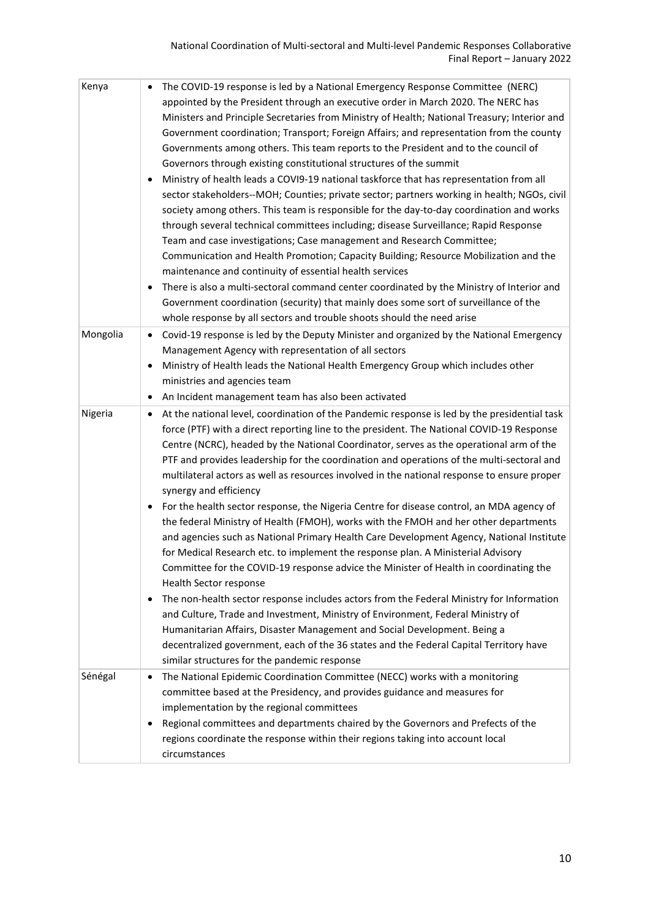| | |
|---|---|
| Kenya | • The COVID-19 response is led by a National Emergency Response Committee (NERC) appointed by the President through an executive order in March 2020. The NERC has Ministers and Principle Secretaries from Ministry of Health; National Treasury; Interior and Government coordination; Transport; Foreign Affairs; and representation from the county Governments among others. This team reports to the President and to the council of Governors through existing constitutional structures of the summit<br>• Ministry of health leads a COVI9-19 national taskforce that has representation from all sector stakeholders--MOH; Counties; private sector; partners working in health; NGOs, civil society among others. This team is responsible for the day-to-day coordination and works through several technical committees including; disease Surveillance; Rapid Response Team and case investigations; Case management and Research Committee; Communication and Health Promotion; Capacity Building; Resource Mobilization and the maintenance and continuity of essential health services<br>• There is also a multi-sectoral command center coordinated by the Ministry of Interior and Government coordination (security) that mainly does some sort of surveillance of the whole response by all sectors and trouble shoots should the need arise |
| Mongolia | • Covid-19 response is led by the Deputy Minister and organized by the National Emergency Management Agency with representation of all sectors<br>• Ministry of Health leads the National Health Emergency Group which includes other ministries and agencies team<br>• An Incident management team has also been activated |
| Nigeria | • At the national level, coordination of the Pandemic response is led by the presidential task force (PTF) with a direct reporting line to the president. The National COVID-19 Response Centre (NCRC), headed by the National Coordinator, serves as the operational arm of the PTF and provides leadership for the coordination and operations of the multi-sectoral and multilateral actors as well as resources involved in the national response to ensure proper synergy and efficiency<br>• For the health sector response, the Nigeria Centre for disease control, an MDA agency of the federal Ministry of Health (FMOH), works with the FMOH and her other departments and agencies such as National Primary Health Care Development Agency, National Institute for Medical Research etc. to implement the response plan. A Ministerial Advisory Committee for the COVID-19 response advice the Minister of Health in coordinating the Health Sector response<br>• The non-health sector response includes actors from the Federal Ministry for Information and Culture, Trade and Investment, Ministry of Environment, Federal Ministry of Humanitarian Affairs, Disaster Management and Social Development. Being a decentralized government, each of the 36 states and the Federal Capital Territory have similar structures for the pandemic response |
| Sénégal | • The National Epidemic Coordination Committee (NECC) works with a monitoring committee based at the Presidency, and provides guidance and measures for implementation by the regional committees<br>• Regional committees and departments chaired by the Governors and Prefects of the regions coordinate the response within their regions taking into account local circumstances |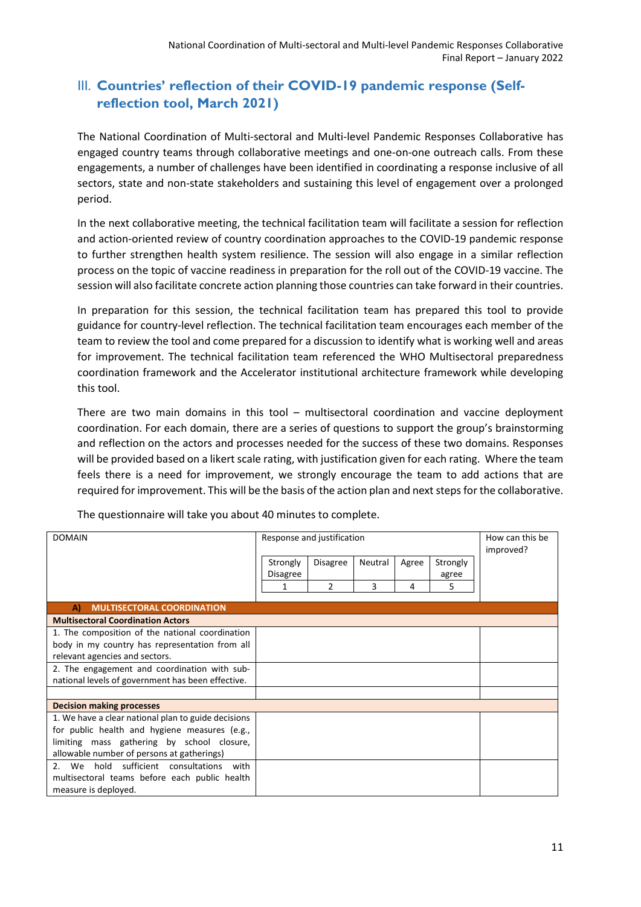## III. Countries' reflection of their COVID-19 pandemic response (Self-reflection tool, March 2021)

The National Coordination of Multi-sectoral and Multi-level Pandemic Responses Collaborative has engaged country teams through collaborative meetings and one-on-one outreach calls. From these engagements, a number of challenges have been identified in coordinating a response inclusive of all sectors, state and non-state stakeholders and sustaining this level of engagement over a prolonged period.

In the next collaborative meeting, the technical facilitation team will facilitate a session for reflection and action-oriented review of country coordination approaches to the COVID-19 pandemic response to further strengthen health system resilience. The session will also engage in a similar reflection process on the topic of vaccine readiness in preparation for the roll out of the COVID-19 vaccine. The session will also facilitate concrete action planning those countries can take forward in their countries.

In preparation for this session, the technical facilitation team has prepared this tool to provide guidance for country-level reflection. The technical facilitation team encourages each member of the team to review the tool and come prepared for a discussion to identify what is working well and areas for improvement. The technical facilitation team referenced the WHO Multisectoral preparedness coordination framework and the Accelerator institutional architecture framework while developing this tool.

There are two main domains in this tool – multisectoral coordination and vaccine deployment coordination. For each domain, there are a series of questions to support the group's brainstorming and reflection on the actors and processes needed for the success of these two domains. Responses will be provided based on a likert scale rating, with justification given for each rating. Where the team feels there is a need for improvement, we strongly encourage the team to add actions that are required for improvement. This will be the basis of the action plan and next steps for the collaborative.

The questionnaire will take you about 40 minutes to complete.

| DOMAIN | Response and justification | | | | | How can this be improved? |
|---|---|---|---|---|---|---|
| | Strongly Disagree | Disagree | Neutral | Agree | Strongly agree | |
| | 1 | 2 | 3 | 4 | 5 | |
| **A) MULTISECTORAL COORDINATION** | | | | | | |
| **Multisectoral Coordination Actors** | | | | | | |
| 1. The composition of the national coordination body in my country has representation from all relevant agencies and sectors. | | | | | | |
| 2. The engagement and coordination with sub-national levels of government has been effective. | | | | | | |
| | | | | | | |
| **Decision making processes** | | | | | | |
| 1. We have a clear national plan to guide decisions for public health and hygiene measures (e.g., limiting mass gathering by school closure, allowable number of persons at gatherings) | | | | | | |
| 2. We hold sufficient consultations with multisectoral teams before each public health measure is deployed. | | | | | | |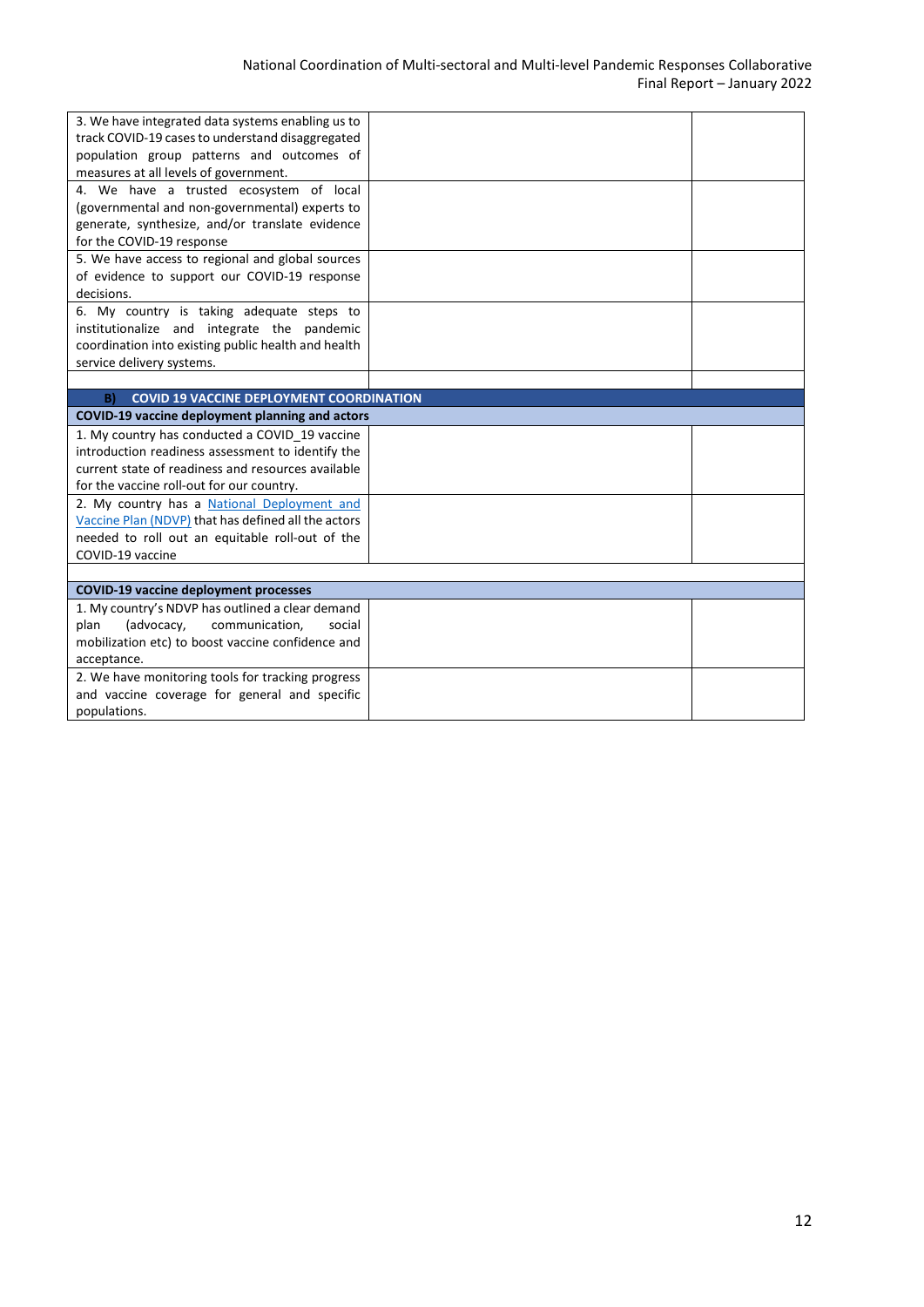| | | |
|---|---|---|
| 3. We have integrated data systems enabling us to track COVID-19 cases to understand disaggregated population group patterns and outcomes of measures at all levels of government. | | |
| 4. We have a trusted ecosystem of local (governmental and non-governmental) experts to generate, synthesize, and/or translate evidence for the COVID-19 response | | |
| 5. We have access to regional and global sources of evidence to support our COVID-19 response decisions. | | |
| 6. My country is taking adequate steps to institutionalize and integrate the pandemic coordination into existing public health and health service delivery systems. | | |
| | | |
| **B) COVID 19 VACCINE DEPLOYMENT COORDINATION** | | |
| **COVID-19 vaccine deployment planning and actors** | | |
| 1. My country has conducted a COVID_19 vaccine introduction readiness assessment to identify the current state of readiness and resources available for the vaccine roll-out for our country. | | |
| 2. My country has a National Deployment and Vaccine Plan (NDVP) that has defined all the actors needed to roll out an equitable roll-out of the COVID-19 vaccine | | |
| | | |
| **COVID-19 vaccine deployment processes** | | |
| 1. My country's NDVP has outlined a clear demand plan (advocacy, communication, social mobilization etc) to boost vaccine confidence and acceptance. | | |
| 2. We have monitoring tools for tracking progress and vaccine coverage for general and specific populations. | | |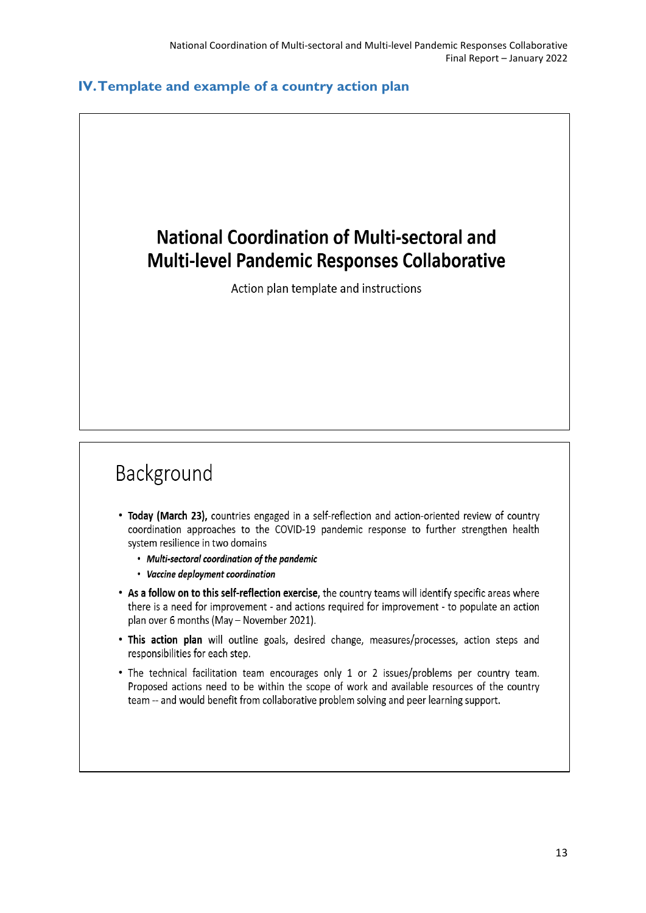## IV. Template and example of a country action plan

# National Coordination of Multi-sectoral and Multi-level Pandemic Responses Collaborative

Action plan template and instructions

# Background

- **Today (March 23),** countries engaged in a self-reflection and action-oriented review of country coordination approaches to the COVID-19 pandemic response to further strengthen health system resilience in two domains
  - ***Multi-sectoral coordination of the pandemic***
  - ***Vaccine deployment coordination***
- **As a follow on to this self-reflection exercise,** the country teams will identify specific areas where there is a need for improvement - and actions required for improvement - to populate an action plan over 6 months (May – November 2021).
- **This action plan** will outline goals, desired change, measures/processes, action steps and responsibilities for each step.
- The technical facilitation team encourages only 1 or 2 issues/problems per country team. Proposed actions need to be within the scope of work and available resources of the country team -- and would benefit from collaborative problem solving and peer learning support.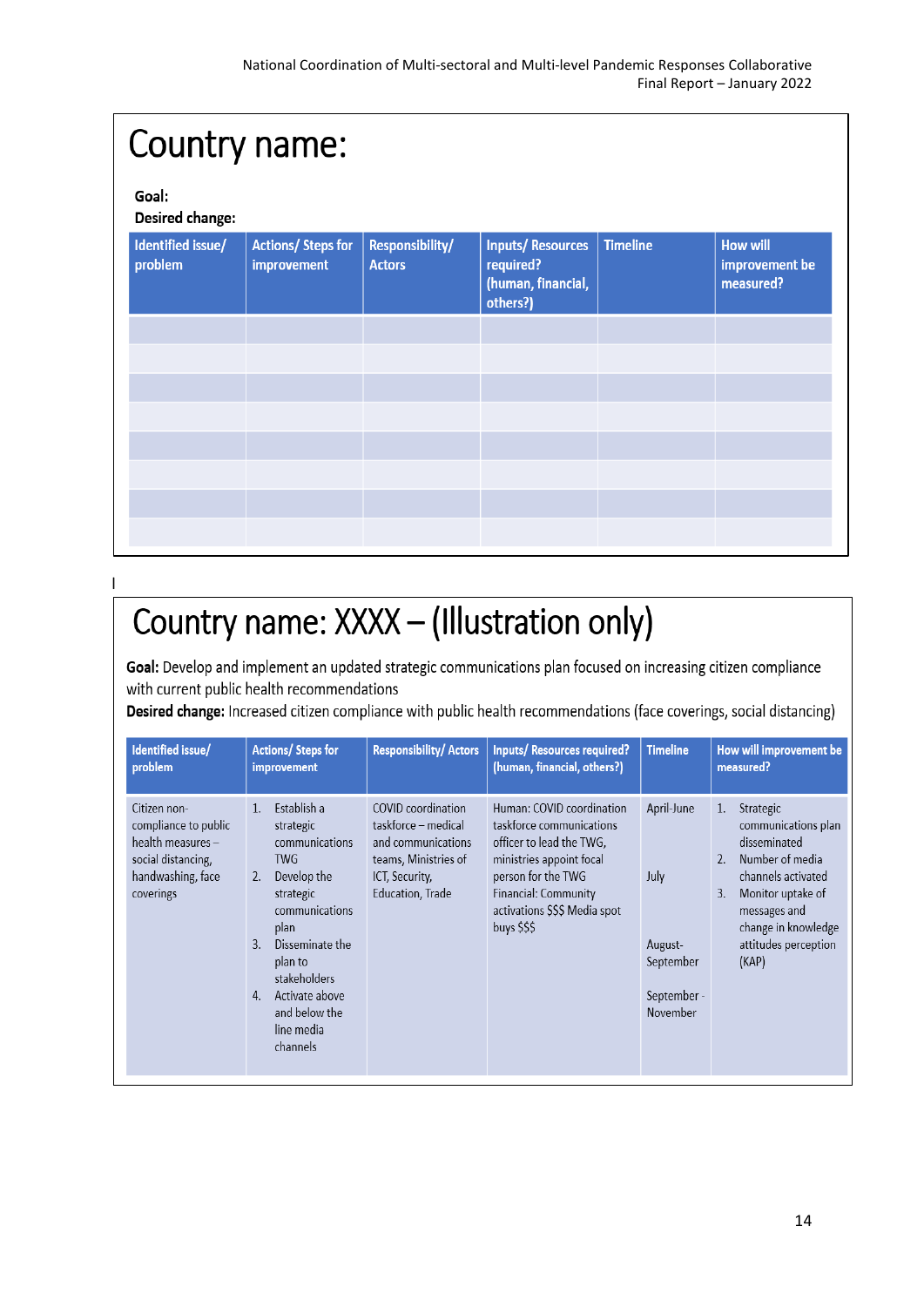# Country name:

**Goal:**

**Desired change:**

| Identified issue/ problem | Actions/ Steps for improvement | Responsibility/ Actors | Inputs/ Resources required? (human, financial, others?) | Timeline | How will improvement be measured? |
|---|---|---|---|---|---|
| | | | | | |
| | | | | | |
| | | | | | |
| | | | | | |
| | | | | | |
| | | | | | |
| | | | | | |
| | | | | | |

# Country name: XXXX – (Illustration only)

**Goal:** Develop and implement an updated strategic communications plan focused on increasing citizen compliance with current public health recommendations

**Desired change:** Increased citizen compliance with public health recommendations (face coverings, social distancing)

| Identified issue/ problem | Actions/ Steps for improvement | Responsibility/ Actors | Inputs/ Resources required? (human, financial, others?) | Timeline | How will improvement be measured? |
|---|---|---|---|---|---|
| Citizen non-compliance to public health measures – social distancing, handwashing, face coverings | 1. Establish a strategic communications TWG<br>2. Develop the strategic communications plan<br>3. Disseminate the plan to stakeholders<br>4. Activate above and below the line media channels | COVID coordination taskforce – medical and communications teams, Ministries of ICT, Security, Education, Trade | Human: COVID coordination taskforce communications officer to lead the TWG, ministries appoint focal person for the TWG<br>Financial: Community activations $$$ Media spot buys $$$ | April-June<br>July<br>August-September<br>September - November | 1. Strategic communications plan disseminated<br>2. Number of media channels activated<br>3. Monitor uptake of messages and change in knowledge attitudes perception (KAP) |